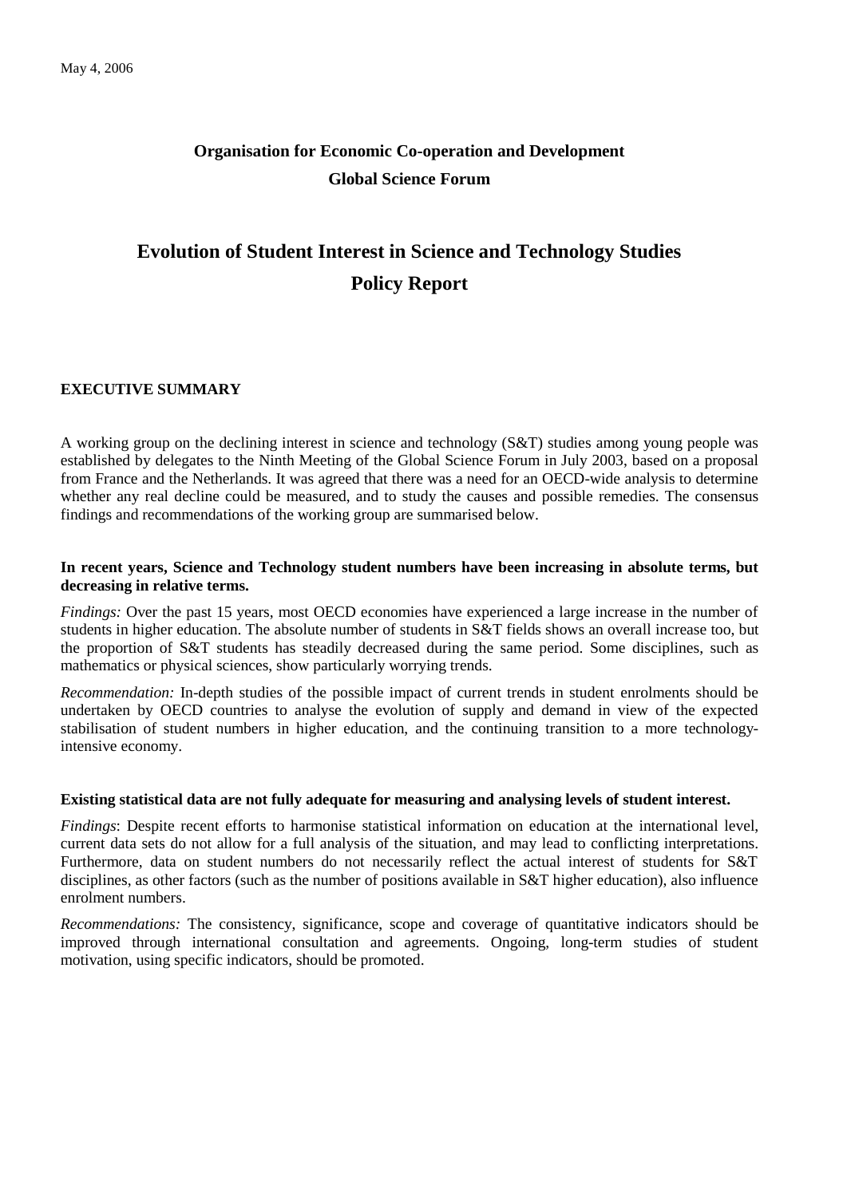May 4, 2006

**Organisation for Economic Co-operation and Development**

**Global Science Forum**

# Evolution of Student Interest in Science and Technology Studies

# Policy Report

## EXECUTIVE SUMMARY

A working group on the declining interest in science and technology (S&T) studies among young people was established by delegates to the Ninth Meeting of the Global Science Forum in July 2003, based on a proposal from France and the Netherlands. It was agreed that there was a need for an OECD-wide analysis to determine whether any real decline could be measured, and to study the causes and possible remedies. The consensus findings and recommendations of the working group are summarised below.

**In recent years, Science and Technology student numbers have been increasing in absolute terms, but decreasing in relative terms.**

*Findings:* Over the past 15 years, most OECD economies have experienced a large increase in the number of students in higher education. The absolute number of students in S&T fields shows an overall increase too, but the proportion of S&T students has steadily decreased during the same period. Some disciplines, such as mathematics or physical sciences, show particularly worrying trends.

*Recommendation:* In-depth studies of the possible impact of current trends in student enrolments should be undertaken by OECD countries to analyse the evolution of supply and demand in view of the expected stabilisation of student numbers in higher education, and the continuing transition to a more technology-intensive economy.

**Existing statistical data are not fully adequate for measuring and analysing levels of student interest.**

*Findings*: Despite recent efforts to harmonise statistical information on education at the international level, current data sets do not allow for a full analysis of the situation, and may lead to conflicting interpretations. Furthermore, data on student numbers do not necessarily reflect the actual interest of students for S&T disciplines, as other factors (such as the number of positions available in S&T higher education), also influence enrolment numbers.

*Recommendations:* The consistency, significance, scope and coverage of quantitative indicators should be improved through international consultation and agreements. Ongoing, long-term studies of student motivation, using specific indicators, should be promoted.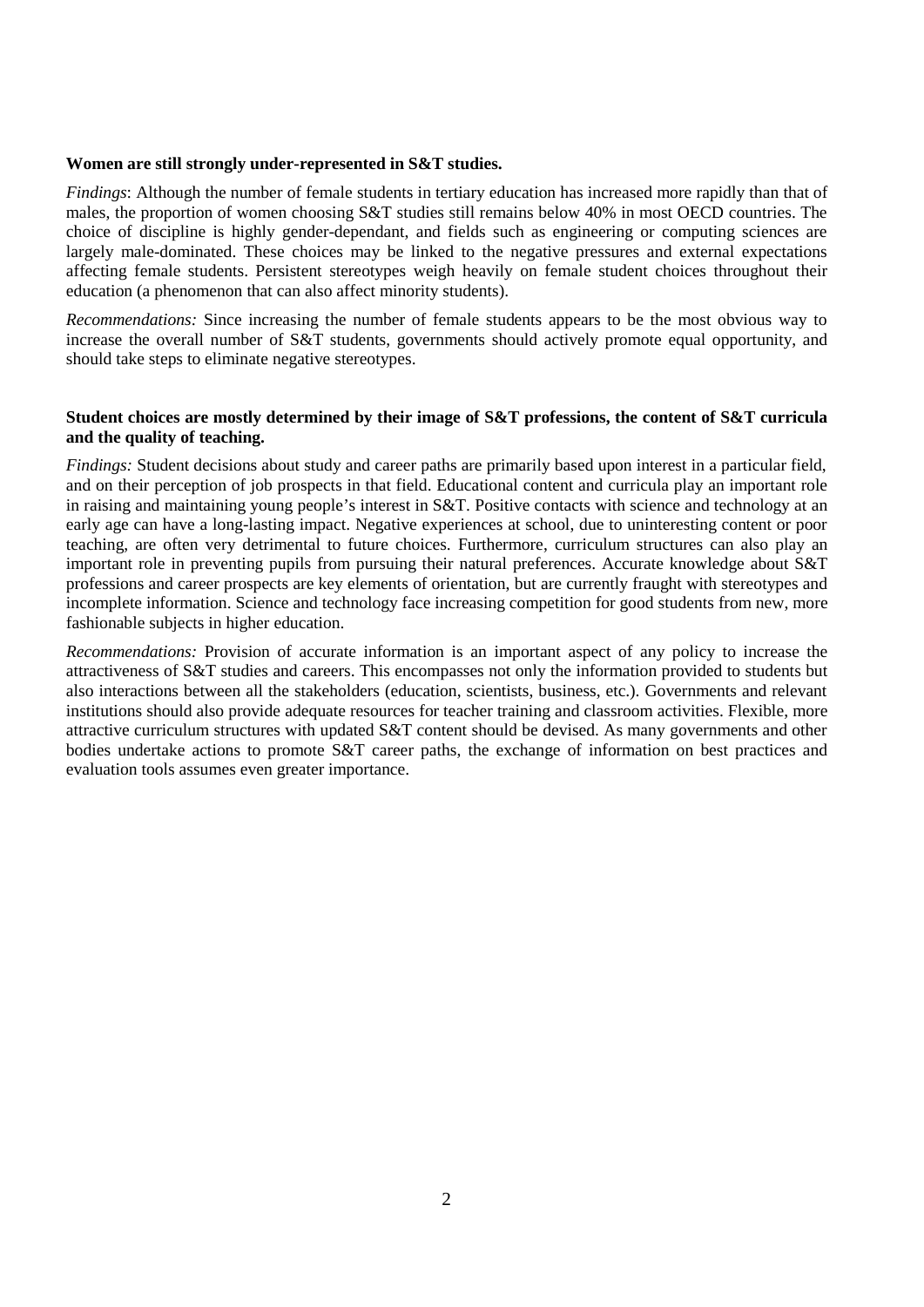**Women are still strongly under-represented in S&T studies.**

*Findings*: Although the number of female students in tertiary education has increased more rapidly than that of males, the proportion of women choosing S&T studies still remains below 40% in most OECD countries. The choice of discipline is highly gender-dependant, and fields such as engineering or computing sciences are largely male-dominated. These choices may be linked to the negative pressures and external expectations affecting female students. Persistent stereotypes weigh heavily on female student choices throughout their education (a phenomenon that can also affect minority students).

*Recommendations:* Since increasing the number of female students appears to be the most obvious way to increase the overall number of S&T students, governments should actively promote equal opportunity, and should take steps to eliminate negative stereotypes.

**Student choices are mostly determined by their image of S&T professions, the content of S&T curricula and the quality of teaching.**

*Findings:* Student decisions about study and career paths are primarily based upon interest in a particular field, and on their perception of job prospects in that field. Educational content and curricula play an important role in raising and maintaining young people's interest in S&T. Positive contacts with science and technology at an early age can have a long-lasting impact. Negative experiences at school, due to uninteresting content or poor teaching, are often very detrimental to future choices. Furthermore, curriculum structures can also play an important role in preventing pupils from pursuing their natural preferences. Accurate knowledge about S&T professions and career prospects are key elements of orientation, but are currently fraught with stereotypes and incomplete information. Science and technology face increasing competition for good students from new, more fashionable subjects in higher education.

*Recommendations:* Provision of accurate information is an important aspect of any policy to increase the attractiveness of S&T studies and careers. This encompasses not only the information provided to students but also interactions between all the stakeholders (education, scientists, business, etc.). Governments and relevant institutions should also provide adequate resources for teacher training and classroom activities. Flexible, more attractive curriculum structures with updated S&T content should be devised. As many governments and other bodies undertake actions to promote S&T career paths, the exchange of information on best practices and evaluation tools assumes even greater importance.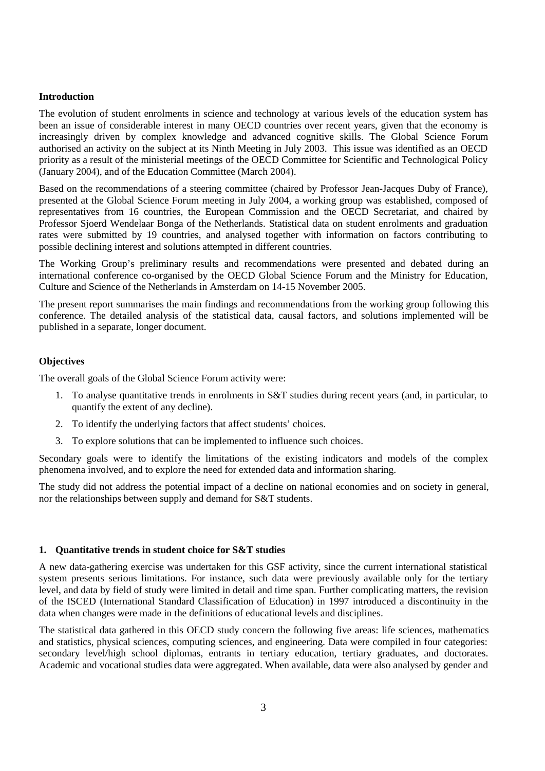**Introduction**

The evolution of student enrolments in science and technology at various levels of the education system has been an issue of considerable interest in many OECD countries over recent years, given that the economy is increasingly driven by complex knowledge and advanced cognitive skills. The Global Science Forum authorised an activity on the subject at its Ninth Meeting in July 2003. This issue was identified as an OECD priority as a result of the ministerial meetings of the OECD Committee for Scientific and Technological Policy (January 2004), and of the Education Committee (March 2004).

Based on the recommendations of a steering committee (chaired by Professor Jean-Jacques Duby of France), presented at the Global Science Forum meeting in July 2004, a working group was established, composed of representatives from 16 countries, the European Commission and the OECD Secretariat, and chaired by Professor Sjoerd Wendelaar Bonga of the Netherlands. Statistical data on student enrolments and graduation rates were submitted by 19 countries, and analysed together with information on factors contributing to possible declining interest and solutions attempted in different countries.

The Working Group's preliminary results and recommendations were presented and debated during an international conference co-organised by the OECD Global Science Forum and the Ministry for Education, Culture and Science of the Netherlands in Amsterdam on 14-15 November 2005.

The present report summarises the main findings and recommendations from the working group following this conference. The detailed analysis of the statistical data, causal factors, and solutions implemented will be published in a separate, longer document.

**Objectives**

The overall goals of the Global Science Forum activity were:

1. To analyse quantitative trends in enrolments in S&T studies during recent years (and, in particular, to quantify the extent of any decline).
2. To identify the underlying factors that affect students' choices.
3. To explore solutions that can be implemented to influence such choices.

Secondary goals were to identify the limitations of the existing indicators and models of the complex phenomena involved, and to explore the need for extended data and information sharing.

The study did not address the potential impact of a decline on national economies and on society in general, nor the relationships between supply and demand for S&T students.

**1. Quantitative trends in student choice for S&T studies**

A new data-gathering exercise was undertaken for this GSF activity, since the current international statistical system presents serious limitations. For instance, such data were previously available only for the tertiary level, and data by field of study were limited in detail and time span. Further complicating matters, the revision of the ISCED (International Standard Classification of Education) in 1997 introduced a discontinuity in the data when changes were made in the definitions of educational levels and disciplines.

The statistical data gathered in this OECD study concern the following five areas: life sciences, mathematics and statistics, physical sciences, computing sciences, and engineering. Data were compiled in four categories: secondary level/high school diplomas, entrants in tertiary education, tertiary graduates, and doctorates. Academic and vocational studies data were aggregated. When available, data were also analysed by gender and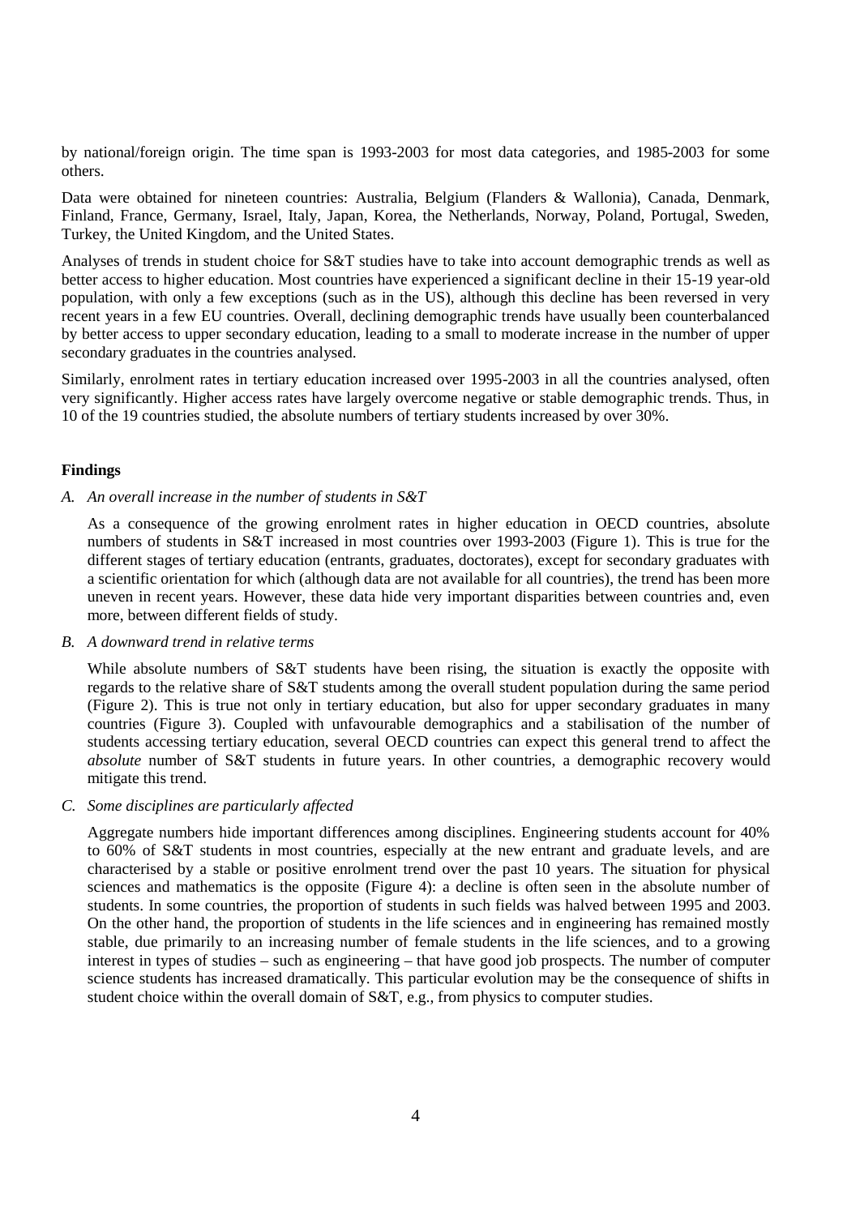by national/foreign origin. The time span is 1993-2003 for most data categories, and 1985-2003 for some others.

Data were obtained for nineteen countries: Australia, Belgium (Flanders & Wallonia), Canada, Denmark, Finland, France, Germany, Israel, Italy, Japan, Korea, the Netherlands, Norway, Poland, Portugal, Sweden, Turkey, the United Kingdom, and the United States.

Analyses of trends in student choice for S&T studies have to take into account demographic trends as well as better access to higher education. Most countries have experienced a significant decline in their 15-19 year-old population, with only a few exceptions (such as in the US), although this decline has been reversed in very recent years in a few EU countries. Overall, declining demographic trends have usually been counterbalanced by better access to upper secondary education, leading to a small to moderate increase in the number of upper secondary graduates in the countries analysed.

Similarly, enrolment rates in tertiary education increased over 1995-2003 in all the countries analysed, often very significantly. Higher access rates have largely overcome negative or stable demographic trends. Thus, in 10 of the 19 countries studied, the absolute numbers of tertiary students increased by over 30%.

**Findings**

*A. An overall increase in the number of students in S&T*

As a consequence of the growing enrolment rates in higher education in OECD countries, absolute numbers of students in S&T increased in most countries over 1993-2003 (Figure 1). This is true for the different stages of tertiary education (entrants, graduates, doctorates), except for secondary graduates with a scientific orientation for which (although data are not available for all countries), the trend has been more uneven in recent years. However, these data hide very important disparities between countries and, even more, between different fields of study.

*B. A downward trend in relative terms*

While absolute numbers of S&T students have been rising, the situation is exactly the opposite with regards to the relative share of S&T students among the overall student population during the same period (Figure 2). This is true not only in tertiary education, but also for upper secondary graduates in many countries (Figure 3). Coupled with unfavourable demographics and a stabilisation of the number of students accessing tertiary education, several OECD countries can expect this general trend to affect the *absolute* number of S&T students in future years. In other countries, a demographic recovery would mitigate this trend.

*C. Some disciplines are particularly affected*

Aggregate numbers hide important differences among disciplines. Engineering students account for 40% to 60% of S&T students in most countries, especially at the new entrant and graduate levels, and are characterised by a stable or positive enrolment trend over the past 10 years. The situation for physical sciences and mathematics is the opposite (Figure 4): a decline is often seen in the absolute number of students. In some countries, the proportion of students in such fields was halved between 1995 and 2003. On the other hand, the proportion of students in the life sciences and in engineering has remained mostly stable, due primarily to an increasing number of female students in the life sciences, and to a growing interest in types of studies – such as engineering – that have good job prospects. The number of computer science students has increased dramatically. This particular evolution may be the consequence of shifts in student choice within the overall domain of S&T, e.g., from physics to computer studies.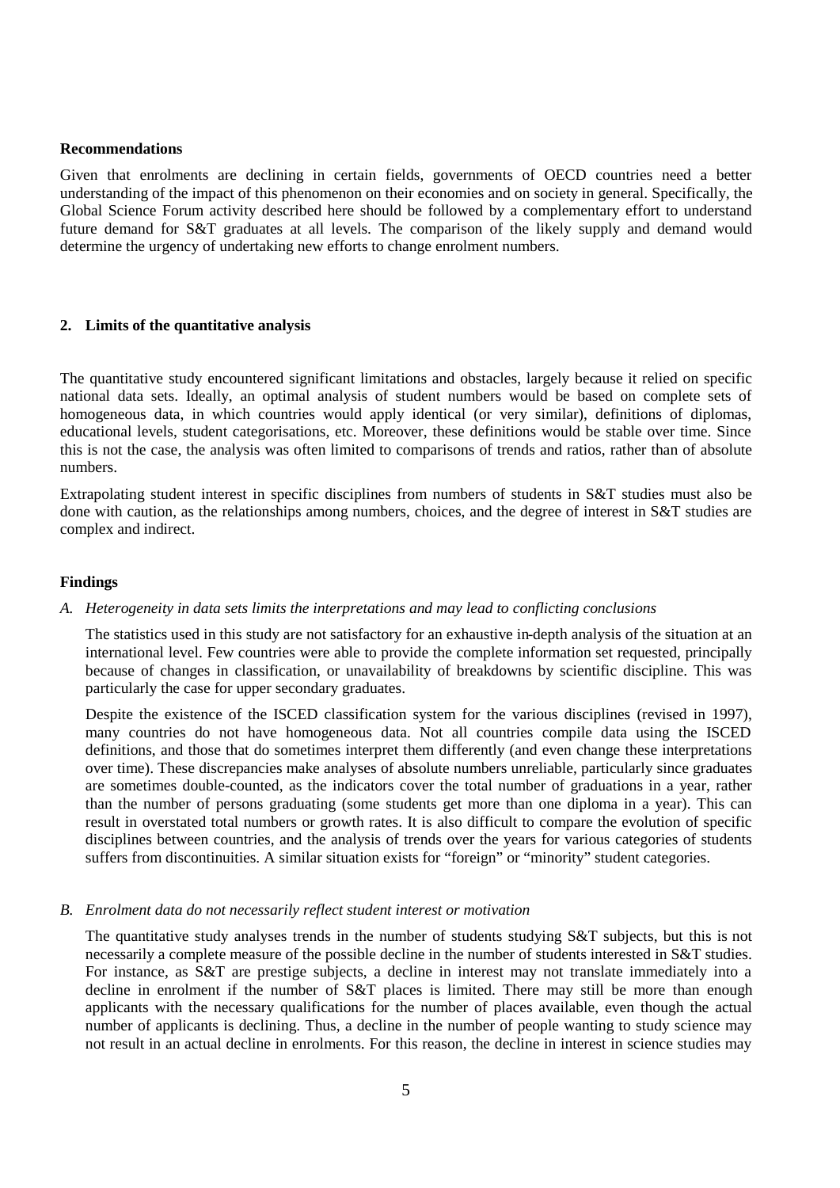**Recommendations**

Given that enrolments are declining in certain fields, governments of OECD countries need a better understanding of the impact of this phenomenon on their economies and on society in general. Specifically, the Global Science Forum activity described here should be followed by a complementary effort to understand future demand for S&T graduates at all levels. The comparison of the likely supply and demand would determine the urgency of undertaking new efforts to change enrolment numbers.

## 2. Limits of the quantitative analysis

The quantitative study encountered significant limitations and obstacles, largely because it relied on specific national data sets. Ideally, an optimal analysis of student numbers would be based on complete sets of homogeneous data, in which countries would apply identical (or very similar), definitions of diplomas, educational levels, student categorisations, etc. Moreover, these definitions would be stable over time. Since this is not the case, the analysis was often limited to comparisons of trends and ratios, rather than of absolute numbers.

Extrapolating student interest in specific disciplines from numbers of students in S&T studies must also be done with caution, as the relationships among numbers, choices, and the degree of interest in S&T studies are complex and indirect.

**Findings**

*A. Heterogeneity in data sets limits the interpretations and may lead to conflicting conclusions*

The statistics used in this study are not satisfactory for an exhaustive in-depth analysis of the situation at an international level. Few countries were able to provide the complete information set requested, principally because of changes in classification, or unavailability of breakdowns by scientific discipline. This was particularly the case for upper secondary graduates.

Despite the existence of the ISCED classification system for the various disciplines (revised in 1997), many countries do not have homogeneous data. Not all countries compile data using the ISCED definitions, and those that do sometimes interpret them differently (and even change these interpretations over time). These discrepancies make analyses of absolute numbers unreliable, particularly since graduates are sometimes double-counted, as the indicators cover the total number of graduations in a year, rather than the number of persons graduating (some students get more than one diploma in a year). This can result in overstated total numbers or growth rates. It is also difficult to compare the evolution of specific disciplines between countries, and the analysis of trends over the years for various categories of students suffers from discontinuities. A similar situation exists for "foreign" or "minority" student categories.

*B. Enrolment data do not necessarily reflect student interest or motivation*

The quantitative study analyses trends in the number of students studying S&T subjects, but this is not necessarily a complete measure of the possible decline in the number of students interested in S&T studies. For instance, as S&T are prestige subjects, a decline in interest may not translate immediately into a decline in enrolment if the number of S&T places is limited. There may still be more than enough applicants with the necessary qualifications for the number of places available, even though the actual number of applicants is declining. Thus, a decline in the number of people wanting to study science may not result in an actual decline in enrolments. For this reason, the decline in interest in science studies may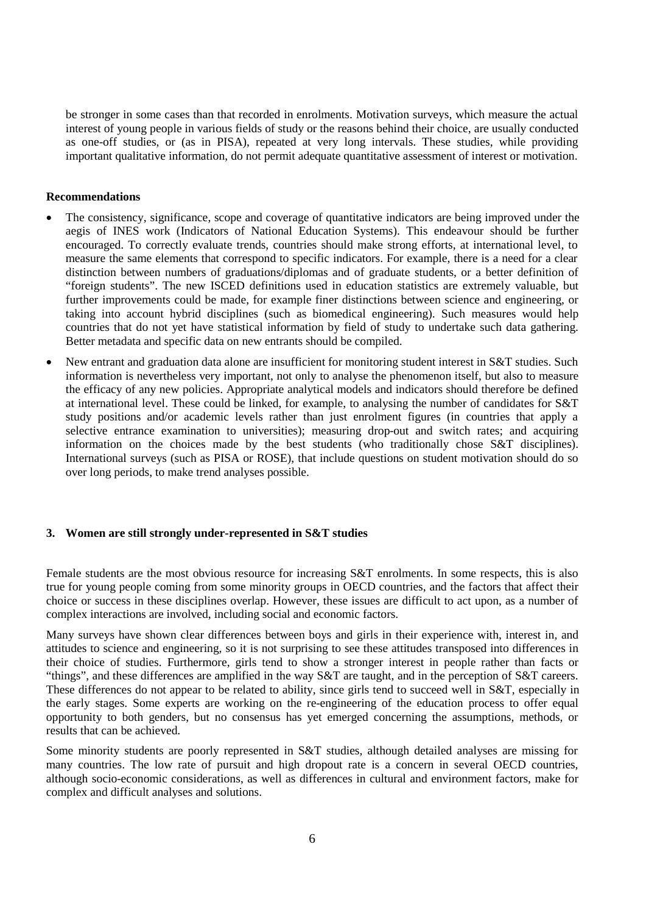be stronger in some cases than that recorded in enrolments. Motivation surveys, which measure the actual interest of young people in various fields of study or the reasons behind their choice, are usually conducted as one-off studies, or (as in PISA), repeated at very long intervals. These studies, while providing important qualitative information, do not permit adequate quantitative assessment of interest or motivation.

**Recommendations**

- The consistency, significance, scope and coverage of quantitative indicators are being improved under the aegis of INES work (Indicators of National Education Systems). This endeavour should be further encouraged. To correctly evaluate trends, countries should make strong efforts, at international level, to measure the same elements that correspond to specific indicators. For example, there is a need for a clear distinction between numbers of graduations/diplomas and of graduate students, or a better definition of "foreign students". The new ISCED definitions used in education statistics are extremely valuable, but further improvements could be made, for example finer distinctions between science and engineering, or taking into account hybrid disciplines (such as biomedical engineering). Such measures would help countries that do not yet have statistical information by field of study to undertake such data gathering. Better metadata and specific data on new entrants should be compiled.
- New entrant and graduation data alone are insufficient for monitoring student interest in S&T studies. Such information is nevertheless very important, not only to analyse the phenomenon itself, but also to measure the efficacy of any new policies. Appropriate analytical models and indicators should therefore be defined at international level. These could be linked, for example, to analysing the number of candidates for S&T study positions and/or academic levels rather than just enrolment figures (in countries that apply a selective entrance examination to universities); measuring drop-out and switch rates; and acquiring information on the choices made by the best students (who traditionally chose S&T disciplines). International surveys (such as PISA or ROSE), that include questions on student motivation should do so over long periods, to make trend analyses possible.

### 3. Women are still strongly under-represented in S&T studies

Female students are the most obvious resource for increasing S&T enrolments. In some respects, this is also true for young people coming from some minority groups in OECD countries, and the factors that affect their choice or success in these disciplines overlap. However, these issues are difficult to act upon, as a number of complex interactions are involved, including social and economic factors.

Many surveys have shown clear differences between boys and girls in their experience with, interest in, and attitudes to science and engineering, so it is not surprising to see these attitudes transposed into differences in their choice of studies. Furthermore, girls tend to show a stronger interest in people rather than facts or "things", and these differences are amplified in the way S&T are taught, and in the perception of S&T careers. These differences do not appear to be related to ability, since girls tend to succeed well in S&T, especially in the early stages. Some experts are working on the re-engineering of the education process to offer equal opportunity to both genders, but no consensus has yet emerged concerning the assumptions, methods, or results that can be achieved.

Some minority students are poorly represented in S&T studies, although detailed analyses are missing for many countries. The low rate of pursuit and high dropout rate is a concern in several OECD countries, although socio-economic considerations, as well as differences in cultural and environment factors, make for complex and difficult analyses and solutions.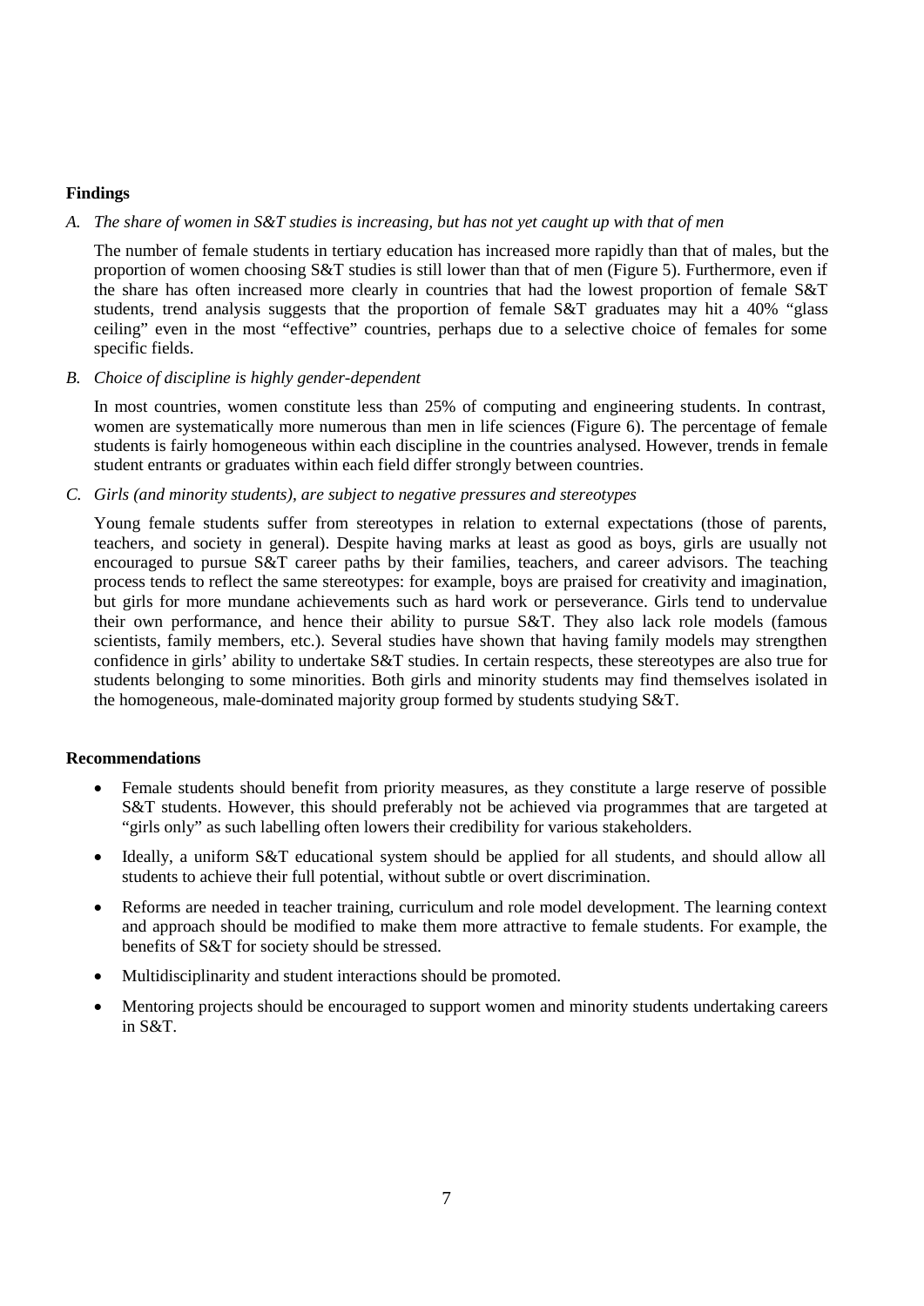**Findings**

*A. The share of women in S&T studies is increasing, but has not yet caught up with that of men*

The number of female students in tertiary education has increased more rapidly than that of males, but the proportion of women choosing S&T studies is still lower than that of men (Figure 5). Furthermore, even if the share has often increased more clearly in countries that had the lowest proportion of female S&T students, trend analysis suggests that the proportion of female S&T graduates may hit a 40% "glass ceiling" even in the most "effective" countries, perhaps due to a selective choice of females for some specific fields.

*B. Choice of discipline is highly gender-dependent*

In most countries, women constitute less than 25% of computing and engineering students. In contrast, women are systematically more numerous than men in life sciences (Figure 6). The percentage of female students is fairly homogeneous within each discipline in the countries analysed. However, trends in female student entrants or graduates within each field differ strongly between countries.

*C. Girls (and minority students), are subject to negative pressures and stereotypes*

Young female students suffer from stereotypes in relation to external expectations (those of parents, teachers, and society in general). Despite having marks at least as good as boys, girls are usually not encouraged to pursue S&T career paths by their families, teachers, and career advisors. The teaching process tends to reflect the same stereotypes: for example, boys are praised for creativity and imagination, but girls for more mundane achievements such as hard work or perseverance. Girls tend to undervalue their own performance, and hence their ability to pursue S&T. They also lack role models (famous scientists, family members, etc.). Several studies have shown that having family models may strengthen confidence in girls' ability to undertake S&T studies. In certain respects, these stereotypes are also true for students belonging to some minorities. Both girls and minority students may find themselves isolated in the homogeneous, male-dominated majority group formed by students studying S&T.

**Recommendations**

- Female students should benefit from priority measures, as they constitute a large reserve of possible S&T students. However, this should preferably not be achieved via programmes that are targeted at "girls only" as such labelling often lowers their credibility for various stakeholders.
- Ideally, a uniform S&T educational system should be applied for all students, and should allow all students to achieve their full potential, without subtle or overt discrimination.
- Reforms are needed in teacher training, curriculum and role model development. The learning context and approach should be modified to make them more attractive to female students. For example, the benefits of S&T for society should be stressed.
- Multidisciplinarity and student interactions should be promoted.
- Mentoring projects should be encouraged to support women and minority students undertaking careers in S&T.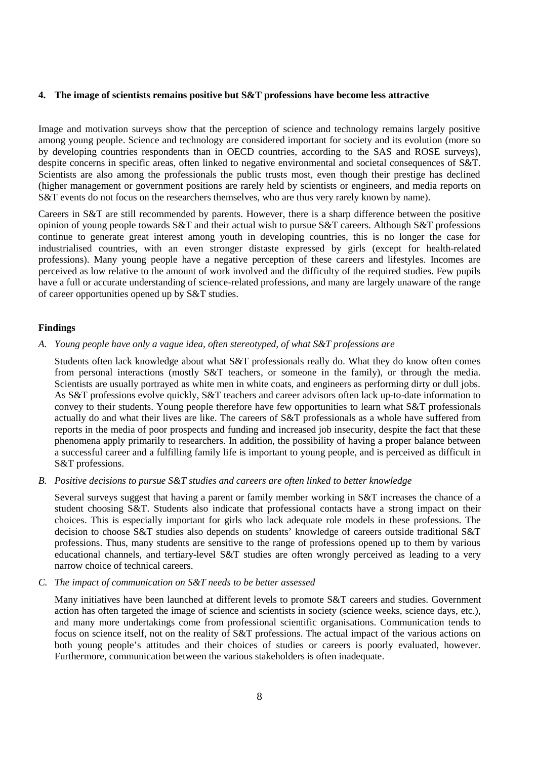## 4. The image of scientists remains positive but S&T professions have become less attractive

Image and motivation surveys show that the perception of science and technology remains largely positive among young people. Science and technology are considered important for society and its evolution (more so by developing countries respondents than in OECD countries, according to the SAS and ROSE surveys), despite concerns in specific areas, often linked to negative environmental and societal consequences of S&T. Scientists are also among the professionals the public trusts most, even though their prestige has declined (higher management or government positions are rarely held by scientists or engineers, and media reports on S&T events do not focus on the researchers themselves, who are thus very rarely known by name).

Careers in S&T are still recommended by parents. However, there is a sharp difference between the positive opinion of young people towards S&T and their actual wish to pursue S&T careers. Although S&T professions continue to generate great interest among youth in developing countries, this is no longer the case for industrialised countries, with an even stronger distaste expressed by girls (except for health-related professions). Many young people have a negative perception of these careers and lifestyles. Incomes are perceived as low relative to the amount of work involved and the difficulty of the required studies. Few pupils have a full or accurate understanding of science-related professions, and many are largely unaware of the range of career opportunities opened up by S&T studies.

### Findings

*A. Young people have only a vague idea, often stereotyped, of what S&T professions are*

Students often lack knowledge about what S&T professionals really do. What they do know often comes from personal interactions (mostly S&T teachers, or someone in the family), or through the media. Scientists are usually portrayed as white men in white coats, and engineers as performing dirty or dull jobs. As S&T professions evolve quickly, S&T teachers and career advisors often lack up-to-date information to convey to their students. Young people therefore have few opportunities to learn what S&T professionals actually do and what their lives are like. The careers of S&T professionals as a whole have suffered from reports in the media of poor prospects and funding and increased job insecurity, despite the fact that these phenomena apply primarily to researchers. In addition, the possibility of having a proper balance between a successful career and a fulfilling family life is important to young people, and is perceived as difficult in S&T professions.

*B. Positive decisions to pursue S&T studies and careers are often linked to better knowledge*

Several surveys suggest that having a parent or family member working in S&T increases the chance of a student choosing S&T. Students also indicate that professional contacts have a strong impact on their choices. This is especially important for girls who lack adequate role models in these professions. The decision to choose S&T studies also depends on students' knowledge of careers outside traditional S&T professions. Thus, many students are sensitive to the range of professions opened up to them by various educational channels, and tertiary-level S&T studies are often wrongly perceived as leading to a very narrow choice of technical careers.

*C. The impact of communication on S&T needs to be better assessed*

Many initiatives have been launched at different levels to promote S&T careers and studies. Government action has often targeted the image of science and scientists in society (science weeks, science days, etc.), and many more undertakings come from professional scientific organisations. Communication tends to focus on science itself, not on the reality of S&T professions. The actual impact of the various actions on both young people's attitudes and their choices of studies or careers is poorly evaluated, however. Furthermore, communication between the various stakeholders is often inadequate.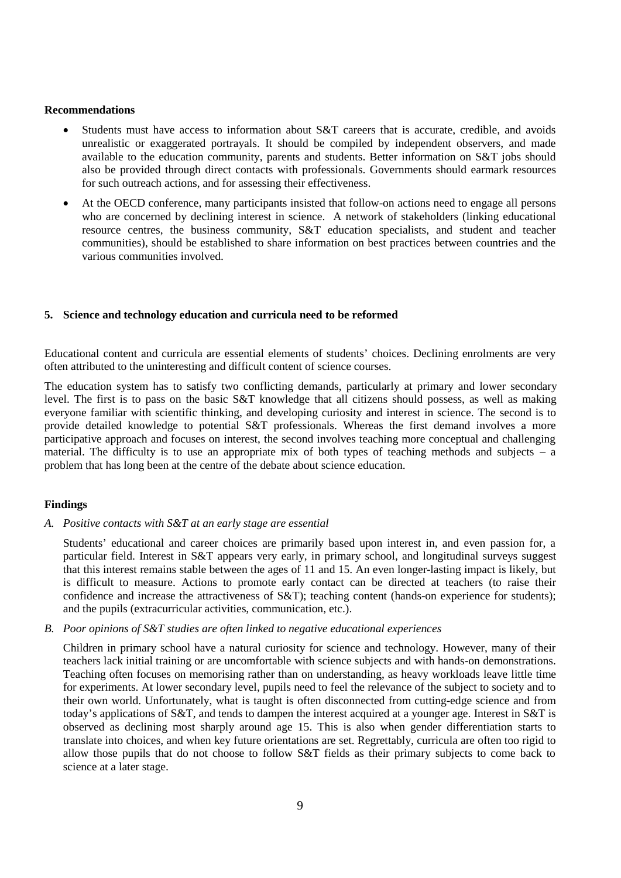**Recommendations**

- Students must have access to information about S&T careers that is accurate, credible, and avoids unrealistic or exaggerated portrayals. It should be compiled by independent observers, and made available to the education community, parents and students. Better information on S&T jobs should also be provided through direct contacts with professionals. Governments should earmark resources for such outreach actions, and for assessing their effectiveness.
- At the OECD conference, many participants insisted that follow-on actions need to engage all persons who are concerned by declining interest in science. A network of stakeholders (linking educational resource centres, the business community, S&T education specialists, and student and teacher communities), should be established to share information on best practices between countries and the various communities involved.

## 5. Science and technology education and curricula need to be reformed

Educational content and curricula are essential elements of students' choices. Declining enrolments are very often attributed to the uninteresting and difficult content of science courses.

The education system has to satisfy two conflicting demands, particularly at primary and lower secondary level. The first is to pass on the basic S&T knowledge that all citizens should possess, as well as making everyone familiar with scientific thinking, and developing curiosity and interest in science. The second is to provide detailed knowledge to potential S&T professionals. Whereas the first demand involves a more participative approach and focuses on interest, the second involves teaching more conceptual and challenging material. The difficulty is to use an appropriate mix of both types of teaching methods and subjects – a problem that has long been at the centre of the debate about science education.

**Findings**

*A. Positive contacts with S&T at an early stage are essential*

Students' educational and career choices are primarily based upon interest in, and even passion for, a particular field. Interest in S&T appears very early, in primary school, and longitudinal surveys suggest that this interest remains stable between the ages of 11 and 15. An even longer-lasting impact is likely, but is difficult to measure. Actions to promote early contact can be directed at teachers (to raise their confidence and increase the attractiveness of S&T); teaching content (hands-on experience for students); and the pupils (extracurricular activities, communication, etc.).

*B. Poor opinions of S&T studies are often linked to negative educational experiences*

Children in primary school have a natural curiosity for science and technology. However, many of their teachers lack initial training or are uncomfortable with science subjects and with hands-on demonstrations. Teaching often focuses on memorising rather than on understanding, as heavy workloads leave little time for experiments. At lower secondary level, pupils need to feel the relevance of the subject to society and to their own world. Unfortunately, what is taught is often disconnected from cutting-edge science and from today's applications of S&T, and tends to dampen the interest acquired at a younger age. Interest in S&T is observed as declining most sharply around age 15. This is also when gender differentiation starts to translate into choices, and when key future orientations are set. Regrettably, curricula are often too rigid to allow those pupils that do not choose to follow S&T fields as their primary subjects to come back to science at a later stage.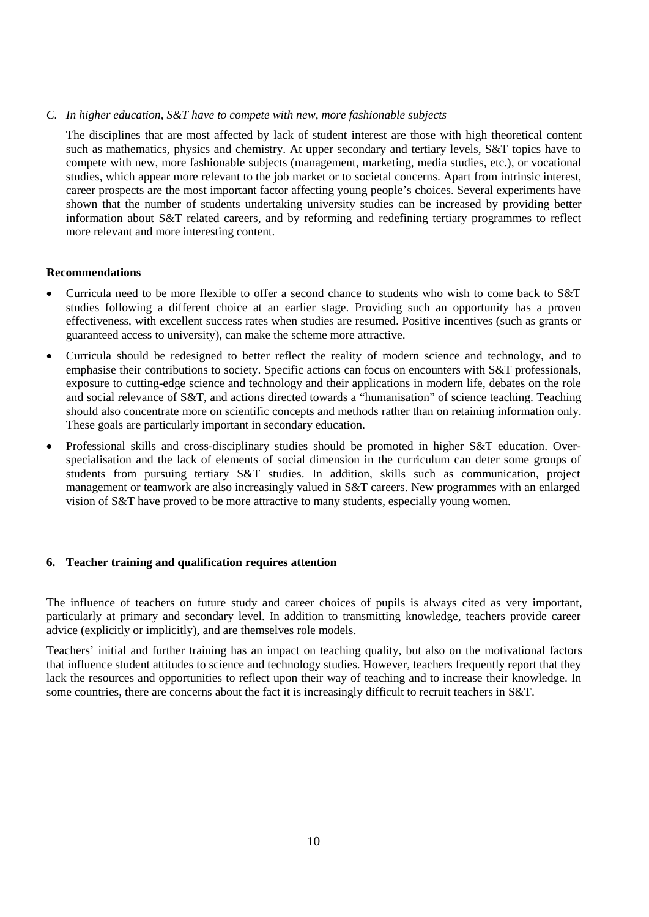*C. In higher education, S&T have to compete with new, more fashionable subjects*

The disciplines that are most affected by lack of student interest are those with high theoretical content such as mathematics, physics and chemistry. At upper secondary and tertiary levels, S&T topics have to compete with new, more fashionable subjects (management, marketing, media studies, etc.), or vocational studies, which appear more relevant to the job market or to societal concerns. Apart from intrinsic interest, career prospects are the most important factor affecting young people's choices. Several experiments have shown that the number of students undertaking university studies can be increased by providing better information about S&T related careers, and by reforming and redefining tertiary programmes to reflect more relevant and more interesting content.

**Recommendations**

- Curricula need to be more flexible to offer a second chance to students who wish to come back to S&T studies following a different choice at an earlier stage. Providing such an opportunity has a proven effectiveness, with excellent success rates when studies are resumed. Positive incentives (such as grants or guaranteed access to university), can make the scheme more attractive.
- Curricula should be redesigned to better reflect the reality of modern science and technology, and to emphasise their contributions to society. Specific actions can focus on encounters with S&T professionals, exposure to cutting-edge science and technology and their applications in modern life, debates on the role and social relevance of S&T, and actions directed towards a "humanisation" of science teaching. Teaching should also concentrate more on scientific concepts and methods rather than on retaining information only. These goals are particularly important in secondary education.
- Professional skills and cross-disciplinary studies should be promoted in higher S&T education. Over-specialisation and the lack of elements of social dimension in the curriculum can deter some groups of students from pursuing tertiary S&T studies. In addition, skills such as communication, project management or teamwork are also increasingly valued in S&T careers. New programmes with an enlarged vision of S&T have proved to be more attractive to many students, especially young women.

## 6. Teacher training and qualification requires attention

The influence of teachers on future study and career choices of pupils is always cited as very important, particularly at primary and secondary level. In addition to transmitting knowledge, teachers provide career advice (explicitly or implicitly), and are themselves role models.

Teachers' initial and further training has an impact on teaching quality, but also on the motivational factors that influence student attitudes to science and technology studies. However, teachers frequently report that they lack the resources and opportunities to reflect upon their way of teaching and to increase their knowledge. In some countries, there are concerns about the fact it is increasingly difficult to recruit teachers in S&T.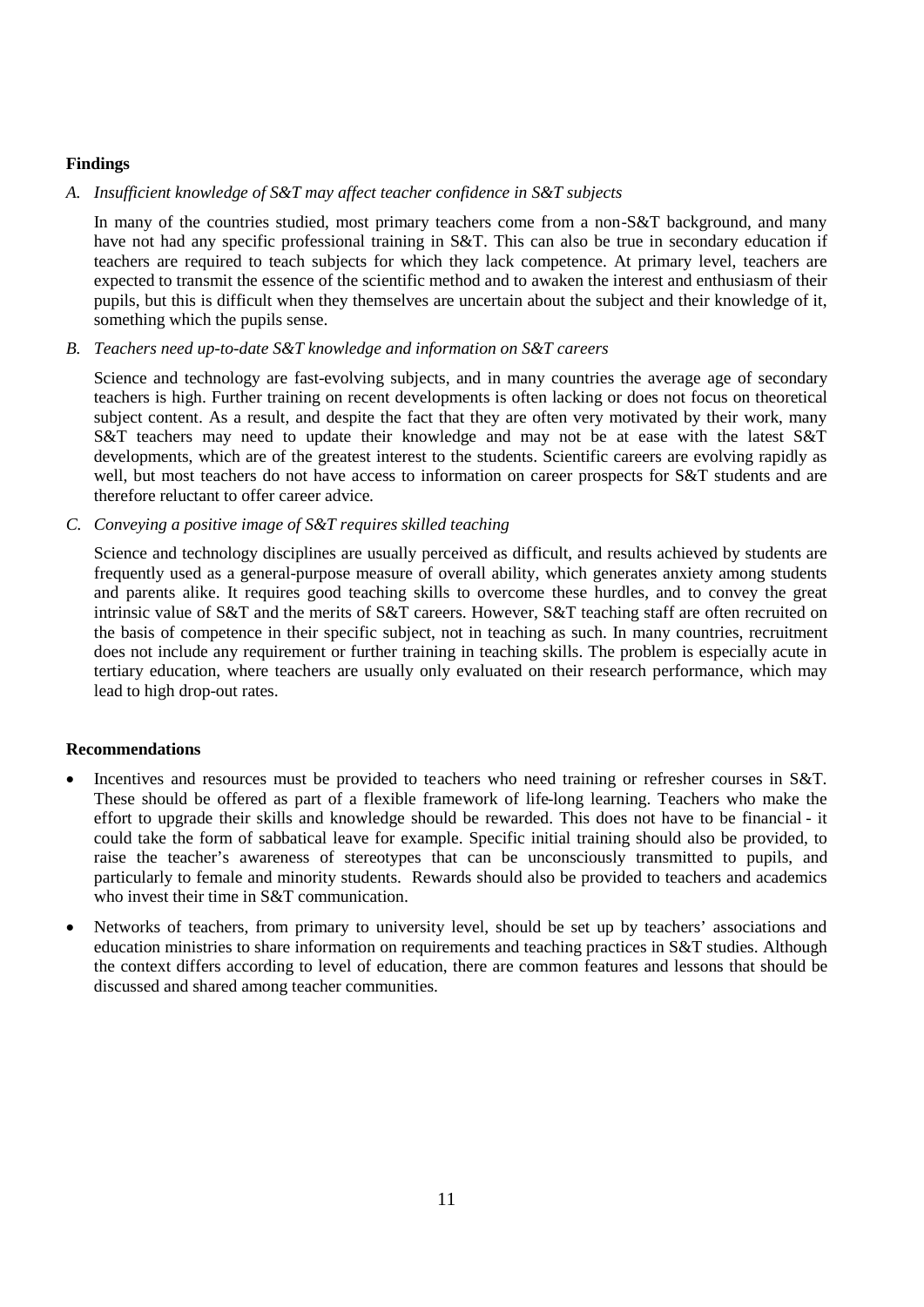**Findings**

*A. Insufficient knowledge of S&T may affect teacher confidence in S&T subjects*

In many of the countries studied, most primary teachers come from a non-S&T background, and many have not had any specific professional training in S&T. This can also be true in secondary education if teachers are required to teach subjects for which they lack competence. At primary level, teachers are expected to transmit the essence of the scientific method and to awaken the interest and enthusiasm of their pupils, but this is difficult when they themselves are uncertain about the subject and their knowledge of it, something which the pupils sense.

*B. Teachers need up-to-date S&T knowledge and information on S&T careers*

Science and technology are fast-evolving subjects, and in many countries the average age of secondary teachers is high. Further training on recent developments is often lacking or does not focus on theoretical subject content. As a result, and despite the fact that they are often very motivated by their work, many S&T teachers may need to update their knowledge and may not be at ease with the latest S&T developments, which are of the greatest interest to the students. Scientific careers are evolving rapidly as well, but most teachers do not have access to information on career prospects for S&T students and are therefore reluctant to offer career advice.

*C. Conveying a positive image of S&T requires skilled teaching*

Science and technology disciplines are usually perceived as difficult, and results achieved by students are frequently used as a general-purpose measure of overall ability, which generates anxiety among students and parents alike. It requires good teaching skills to overcome these hurdles, and to convey the great intrinsic value of S&T and the merits of S&T careers. However, S&T teaching staff are often recruited on the basis of competence in their specific subject, not in teaching as such. In many countries, recruitment does not include any requirement or further training in teaching skills. The problem is especially acute in tertiary education, where teachers are usually only evaluated on their research performance, which may lead to high drop-out rates.

**Recommendations**

- Incentives and resources must be provided to teachers who need training or refresher courses in S&T. These should be offered as part of a flexible framework of life-long learning. Teachers who make the effort to upgrade their skills and knowledge should be rewarded. This does not have to be financial - it could take the form of sabbatical leave for example. Specific initial training should also be provided, to raise the teacher's awareness of stereotypes that can be unconsciously transmitted to pupils, and particularly to female and minority students. Rewards should also be provided to teachers and academics who invest their time in S&T communication.
- Networks of teachers, from primary to university level, should be set up by teachers' associations and education ministries to share information on requirements and teaching practices in S&T studies. Although the context differs according to level of education, there are common features and lessons that should be discussed and shared among teacher communities.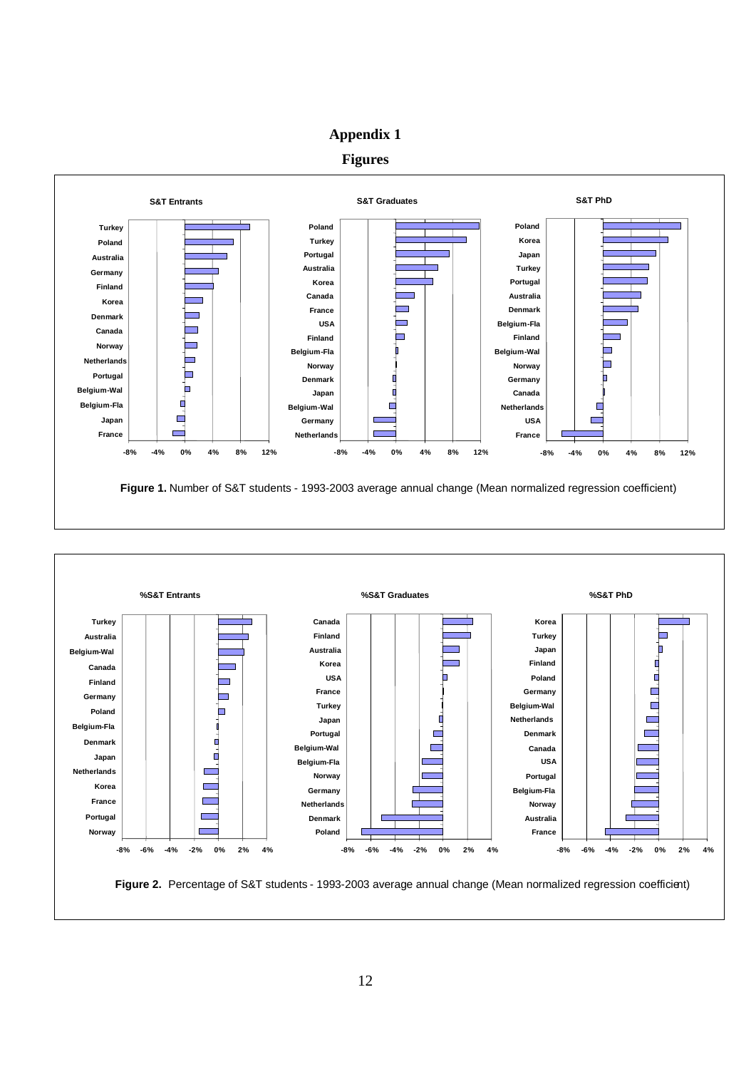# Appendix 1

## Figures

**S&T Entrants** | **S&T Graduates** | **S&T PhD**

**Figure 1.** Number of S&T students - 1993-2003 average annual change (Mean normalized regression coefficient)

**%S&T Entrants** | **%S&T Graduates** | **%S&T PhD**

**Figure 2.** Percentage of S&T students - 1993-2003 average annual change (Mean normalized regression coefficient)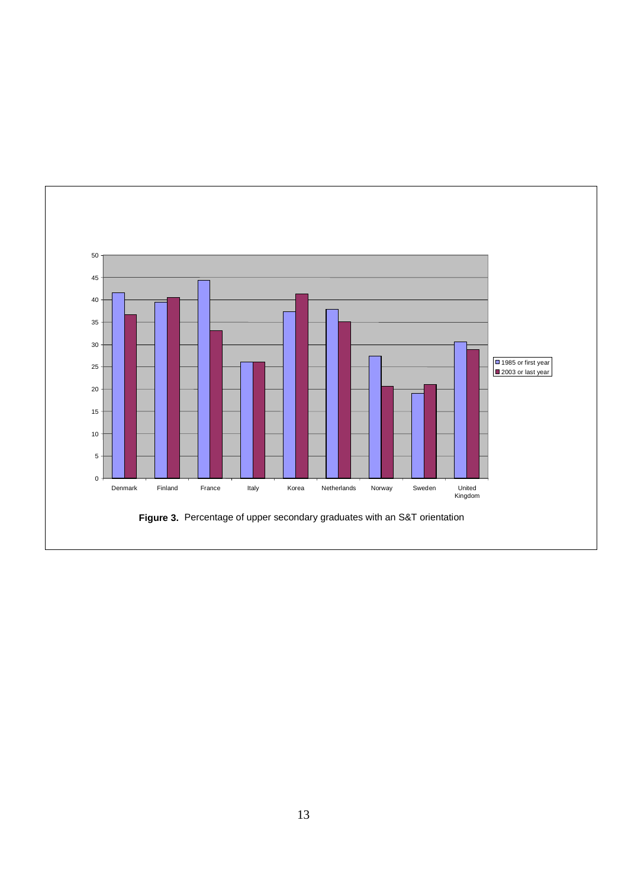**Figure 3.** Percentage of upper secondary graduates with an S&T orientation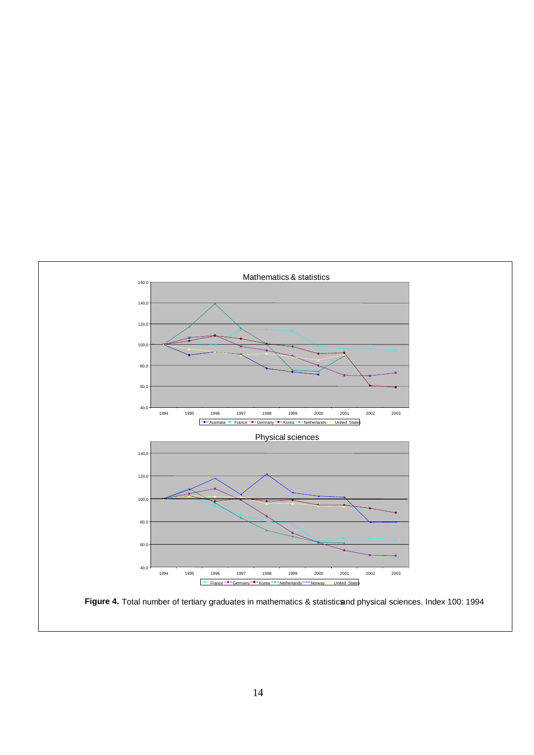**Figure 4.** Total number of tertiary graduates in mathematics & statistics and physical sciences. Index 100: 1994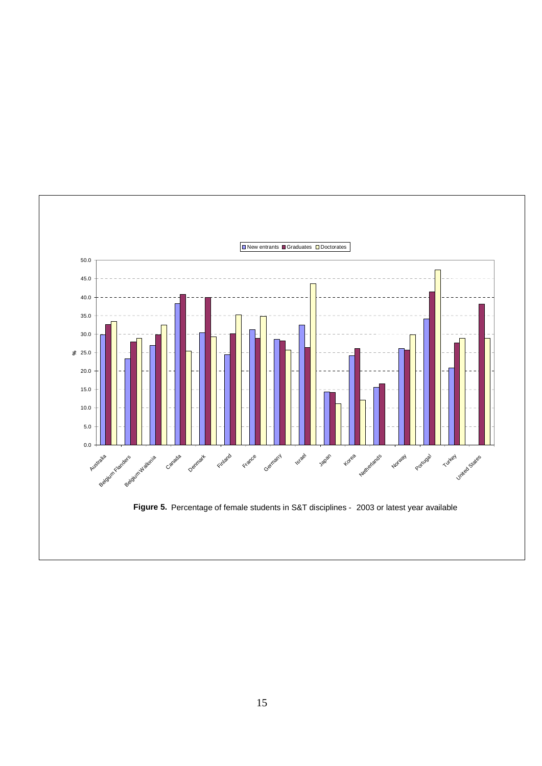**Figure 5.** Percentage of female students in S&T disciplines - 2003 or latest year available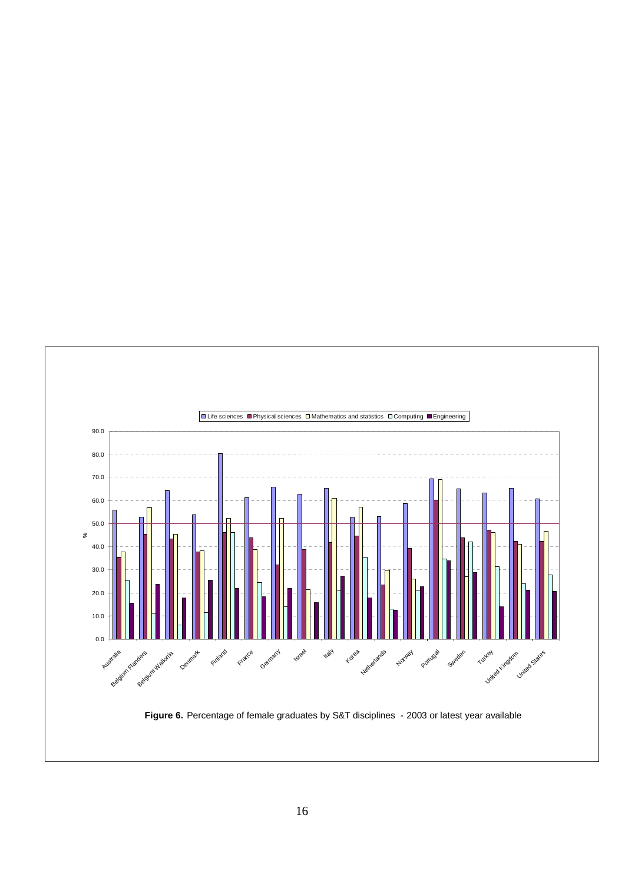**Figure 6.** Percentage of female graduates by S&T disciplines - 2003 or latest year available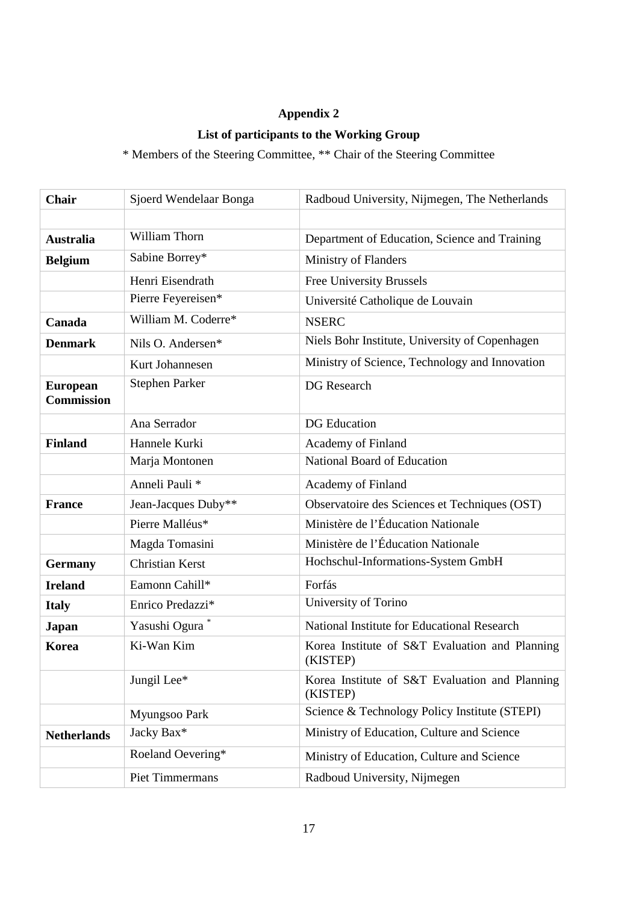**Appendix 2**

**List of participants to the Working Group**

\* Members of the Steering Committee, ** Chair of the Steering Committee

| **Chair** | Sjoerd Wendelaar Bonga | Radboud University, Nijmegen, The Netherlands |
|---|---|---|
| | | |
| **Australia** | William Thorn | Department of Education, Science and Training |
| **Belgium** | Sabine Borrey* | Ministry of Flanders |
| | Henri Eisendrath | Free University Brussels |
| | Pierre Feyereisen* | Université Catholique de Louvain |
| **Canada** | William M. Coderre* | NSERC |
| **Denmark** | Nils O. Andersen* | Niels Bohr Institute, University of Copenhagen |
| | Kurt Johannesen | Ministry of Science, Technology and Innovation |
| **European Commission** | Stephen Parker | DG Research |
| | Ana Serrador | DG Education |
| **Finland** | Hannele Kurki | Academy of Finland |
| | Marja Montonen | National Board of Education |
| | Anneli Pauli * | Academy of Finland |
| **France** | Jean-Jacques Duby** | Observatoire des Sciences et Techniques (OST) |
| | Pierre Malléus* | Ministère de l'Éducation Nationale |
| | Magda Tomasini | Ministère de l'Éducation Nationale |
| **Germany** | Christian Kerst | Hochschul-Informations-System GmbH |
| **Ireland** | Eamonn Cahill* | Forfás |
| **Italy** | Enrico Predazzi* | University of Torino |
| **Japan** | Yasushi Ogura * | National Institute for Educational Research |
| **Korea** | Ki-Wan Kim | Korea Institute of S&T Evaluation and Planning (KISTEP) |
| | Jungil Lee* | Korea Institute of S&T Evaluation and Planning (KISTEP) |
| | Myungsoo Park | Science & Technology Policy Institute (STEPI) |
| **Netherlands** | Jacky Bax* | Ministry of Education, Culture and Science |
| | Roeland Oevering* | Ministry of Education, Culture and Science |
| | Piet Timmermans | Radboud University, Nijmegen |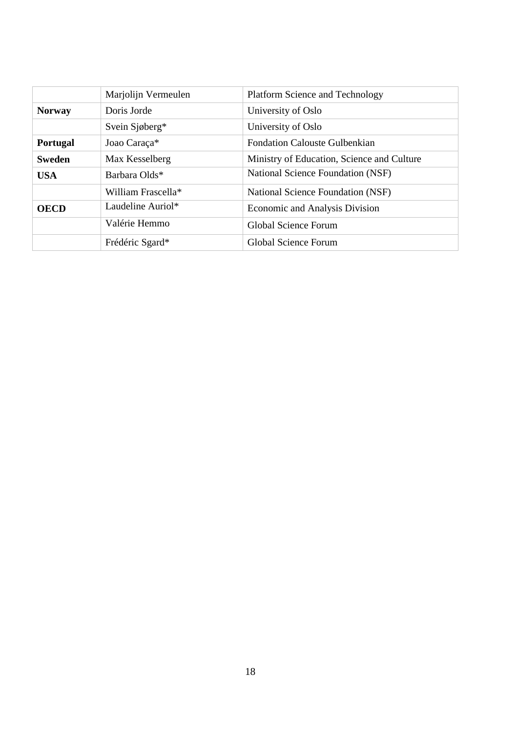| | | |
|---|---|---|
| | Marjolijn Vermeulen | Platform Science and Technology |
| **Norway** | Doris Jorde | University of Oslo |
| | Svein Sjøberg* | University of Oslo |
| **Portugal** | Joao Caraça* | Fondation Calouste Gulbenkian |
| **Sweden** | Max Kesselberg | Ministry of Education, Science and Culture |
| **USA** | Barbara Olds* | National Science Foundation (NSF) |
| | William Frascella* | National Science Foundation (NSF) |
| **OECD** | Laudeline Auriol* | Economic and Analysis Division |
| | Valérie Hemmo | Global Science Forum |
| | Frédéric Sgard* | Global Science Forum |